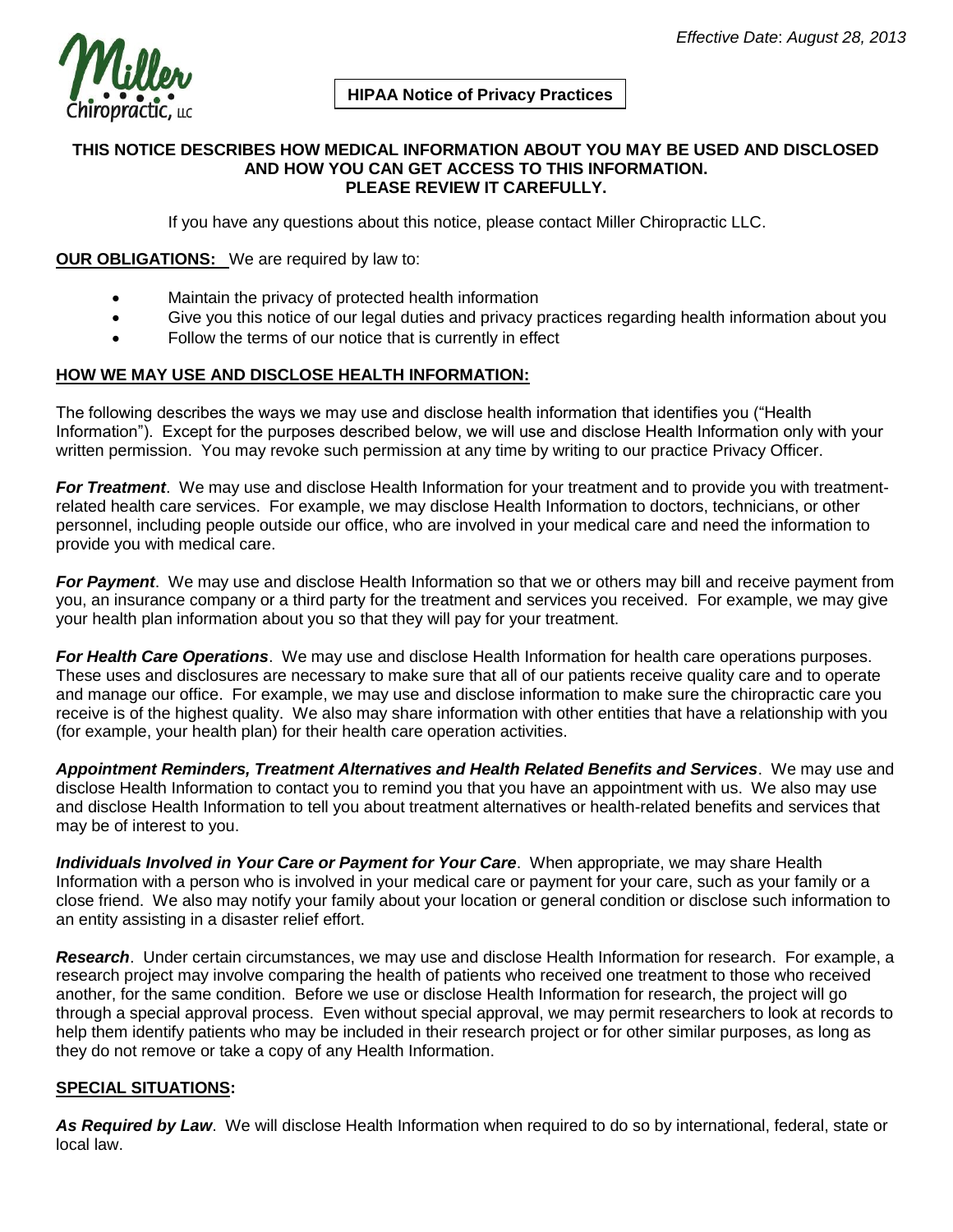*Effective Date: August 28, 2013*

Miller Chiropractic, LLC

**HIPAA Notice of Privacy Practices**

**THIS NOTICE DESCRIBES HOW MEDICAL INFORMATION ABOUT YOU MAY BE USED AND DISCLOSED AND HOW YOU CAN GET ACCESS TO THIS INFORMATION. PLEASE REVIEW IT CAREFULLY.**

If you have any questions about this notice, please contact Miller Chiropractic LLC.

**OUR OBLIGATIONS:** We are required by law to:

- Maintain the privacy of protected health information
- Give you this notice of our legal duties and privacy practices regarding health information about you
- Follow the terms of our notice that is currently in effect

## HOW WE MAY USE AND DISCLOSE HEALTH INFORMATION:

The following describes the ways we may use and disclose health information that identifies you ("Health Information"). Except for the purposes described below, we will use and disclose Health Information only with your written permission. You may revoke such permission at any time by writing to our practice Privacy Officer.

***For Treatment***. We may use and disclose Health Information for your treatment and to provide you with treatment-related health care services. For example, we may disclose Health Information to doctors, technicians, or other personnel, including people outside our office, who are involved in your medical care and need the information to provide you with medical care.

***For Payment***. We may use and disclose Health Information so that we or others may bill and receive payment from you, an insurance company or a third party for the treatment and services you received. For example, we may give your health plan information about you so that they will pay for your treatment.

***For Health Care Operations***. We may use and disclose Health Information for health care operations purposes. These uses and disclosures are necessary to make sure that all of our patients receive quality care and to operate and manage our office. For example, we may use and disclose information to make sure the chiropractic care you receive is of the highest quality. We also may share information with other entities that have a relationship with you (for example, your health plan) for their health care operation activities.

***Appointment Reminders, Treatment Alternatives and Health Related Benefits and Services***. We may use and disclose Health Information to contact you to remind you that you have an appointment with us. We also may use and disclose Health Information to tell you about treatment alternatives or health-related benefits and services that may be of interest to you.

***Individuals Involved in Your Care or Payment for Your Care***. When appropriate, we may share Health Information with a person who is involved in your medical care or payment for your care, such as your family or a close friend. We also may notify your family about your location or general condition or disclose such information to an entity assisting in a disaster relief effort.

***Research***. Under certain circumstances, we may use and disclose Health Information for research. For example, a research project may involve comparing the health of patients who received one treatment to those who received another, for the same condition. Before we use or disclose Health Information for research, the project will go through a special approval process. Even without special approval, we may permit researchers to look at records to help them identify patients who may be included in their research project or for other similar purposes, as long as they do not remove or take a copy of any Health Information.

## SPECIAL SITUATIONS:

***As Required by Law***. We will disclose Health Information when required to do so by international, federal, state or local law.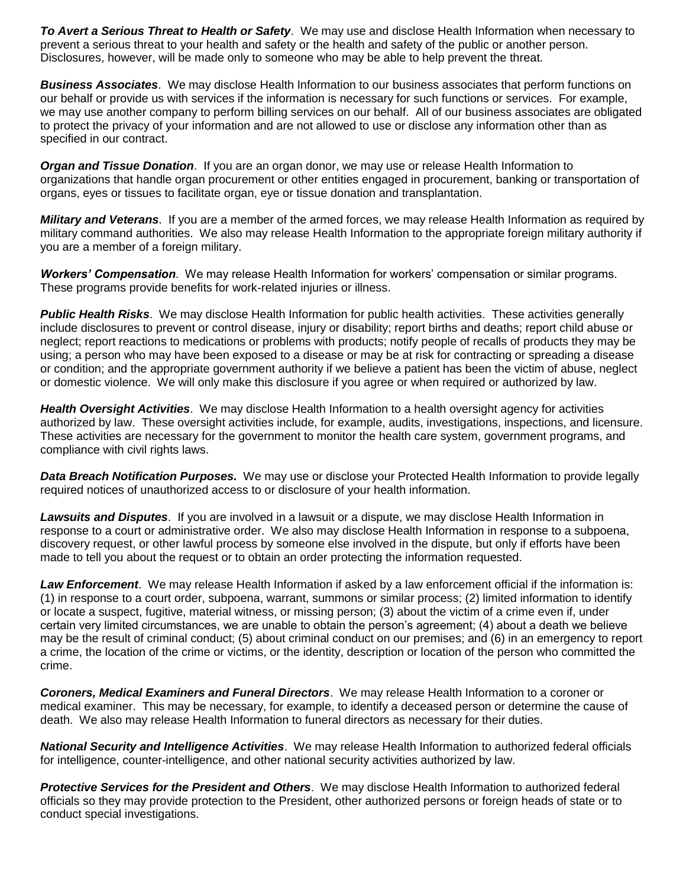***To Avert a Serious Threat to Health or Safety***. We may use and disclose Health Information when necessary to prevent a serious threat to your health and safety or the health and safety of the public or another person. Disclosures, however, will be made only to someone who may be able to help prevent the threat.

***Business Associates***. We may disclose Health Information to our business associates that perform functions on our behalf or provide us with services if the information is necessary for such functions or services. For example, we may use another company to perform billing services on our behalf. All of our business associates are obligated to protect the privacy of your information and are not allowed to use or disclose any information other than as specified in our contract.

***Organ and Tissue Donation***. If you are an organ donor, we may use or release Health Information to organizations that handle organ procurement or other entities engaged in procurement, banking or transportation of organs, eyes or tissues to facilitate organ, eye or tissue donation and transplantation.

***Military and Veterans***. If you are a member of the armed forces, we may release Health Information as required by military command authorities. We also may release Health Information to the appropriate foreign military authority if you are a member of a foreign military.

***Workers' Compensation***. We may release Health Information for workers' compensation or similar programs. These programs provide benefits for work-related injuries or illness.

***Public Health Risks***. We may disclose Health Information for public health activities. These activities generally include disclosures to prevent or control disease, injury or disability; report births and deaths; report child abuse or neglect; report reactions to medications or problems with products; notify people of recalls of products they may be using; a person who may have been exposed to a disease or may be at risk for contracting or spreading a disease or condition; and the appropriate government authority if we believe a patient has been the victim of abuse, neglect or domestic violence. We will only make this disclosure if you agree or when required or authorized by law.

***Health Oversight Activities***. We may disclose Health Information to a health oversight agency for activities authorized by law. These oversight activities include, for example, audits, investigations, inspections, and licensure. These activities are necessary for the government to monitor the health care system, government programs, and compliance with civil rights laws.

***Data Breach Notification Purposes.*** We may use or disclose your Protected Health Information to provide legally required notices of unauthorized access to or disclosure of your health information.

***Lawsuits and Disputes***. If you are involved in a lawsuit or a dispute, we may disclose Health Information in response to a court or administrative order. We also may disclose Health Information in response to a subpoena, discovery request, or other lawful process by someone else involved in the dispute, but only if efforts have been made to tell you about the request or to obtain an order protecting the information requested.

***Law Enforcement***. We may release Health Information if asked by a law enforcement official if the information is: (1) in response to a court order, subpoena, warrant, summons or similar process; (2) limited information to identify or locate a suspect, fugitive, material witness, or missing person; (3) about the victim of a crime even if, under certain very limited circumstances, we are unable to obtain the person's agreement; (4) about a death we believe may be the result of criminal conduct; (5) about criminal conduct on our premises; and (6) in an emergency to report a crime, the location of the crime or victims, or the identity, description or location of the person who committed the crime.

***Coroners, Medical Examiners and Funeral Directors***. We may release Health Information to a coroner or medical examiner. This may be necessary, for example, to identify a deceased person or determine the cause of death. We also may release Health Information to funeral directors as necessary for their duties.

***National Security and Intelligence Activities***. We may release Health Information to authorized federal officials for intelligence, counter-intelligence, and other national security activities authorized by law.

***Protective Services for the President and Others***. We may disclose Health Information to authorized federal officials so they may provide protection to the President, other authorized persons or foreign heads of state or to conduct special investigations.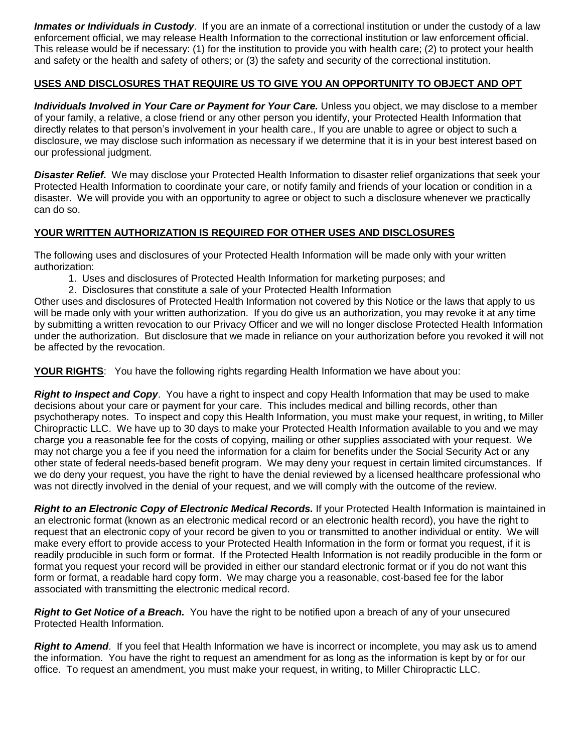***Inmates or Individuals in Custody***. If you are an inmate of a correctional institution or under the custody of a law enforcement official, we may release Health Information to the correctional institution or law enforcement official. This release would be if necessary: (1) for the institution to provide you with health care; (2) to protect your health and safety or the health and safety of others; or (3) the safety and security of the correctional institution.

**USES AND DISCLOSURES THAT REQUIRE US TO GIVE YOU AN OPPORTUNITY TO OBJECT AND OPT**

***Individuals Involved in Your Care or Payment for Your Care.*** Unless you object, we may disclose to a member of your family, a relative, a close friend or any other person you identify, your Protected Health Information that directly relates to that person's involvement in your health care., If you are unable to agree or object to such a disclosure, we may disclose such information as necessary if we determine that it is in your best interest based on our professional judgment.

***Disaster Relief.*** We may disclose your Protected Health Information to disaster relief organizations that seek your Protected Health Information to coordinate your care, or notify family and friends of your location or condition in a disaster. We will provide you with an opportunity to agree or object to such a disclosure whenever we practically can do so.

**YOUR WRITTEN AUTHORIZATION IS REQUIRED FOR OTHER USES AND DISCLOSURES**

The following uses and disclosures of your Protected Health Information will be made only with your written authorization:

1. Uses and disclosures of Protected Health Information for marketing purposes; and
2. Disclosures that constitute a sale of your Protected Health Information

Other uses and disclosures of Protected Health Information not covered by this Notice or the laws that apply to us will be made only with your written authorization. If you do give us an authorization, you may revoke it at any time by submitting a written revocation to our Privacy Officer and we will no longer disclose Protected Health Information under the authorization. But disclosure that we made in reliance on your authorization before you revoked it will not be affected by the revocation.

**YOUR RIGHTS**: You have the following rights regarding Health Information we have about you:

***Right to Inspect and Copy***. You have a right to inspect and copy Health Information that may be used to make decisions about your care or payment for your care. This includes medical and billing records, other than psychotherapy notes. To inspect and copy this Health Information, you must make your request, in writing, to Miller Chiropractic LLC. We have up to 30 days to make your Protected Health Information available to you and we may charge you a reasonable fee for the costs of copying, mailing or other supplies associated with your request. We may not charge you a fee if you need the information for a claim for benefits under the Social Security Act or any other state of federal needs-based benefit program. We may deny your request in certain limited circumstances. If we do deny your request, you have the right to have the denial reviewed by a licensed healthcare professional who was not directly involved in the denial of your request, and we will comply with the outcome of the review.

***Right to an Electronic Copy of Electronic Medical Records.*** If your Protected Health Information is maintained in an electronic format (known as an electronic medical record or an electronic health record), you have the right to request that an electronic copy of your record be given to you or transmitted to another individual or entity. We will make every effort to provide access to your Protected Health Information in the form or format you request, if it is readily producible in such form or format. If the Protected Health Information is not readily producible in the form or format you request your record will be provided in either our standard electronic format or if you do not want this form or format, a readable hard copy form. We may charge you a reasonable, cost-based fee for the labor associated with transmitting the electronic medical record.

***Right to Get Notice of a Breach.*** You have the right to be notified upon a breach of any of your unsecured Protected Health Information.

***Right to Amend***. If you feel that Health Information we have is incorrect or incomplete, you may ask us to amend the information. You have the right to request an amendment for as long as the information is kept by or for our office. To request an amendment, you must make your request, in writing, to Miller Chiropractic LLC.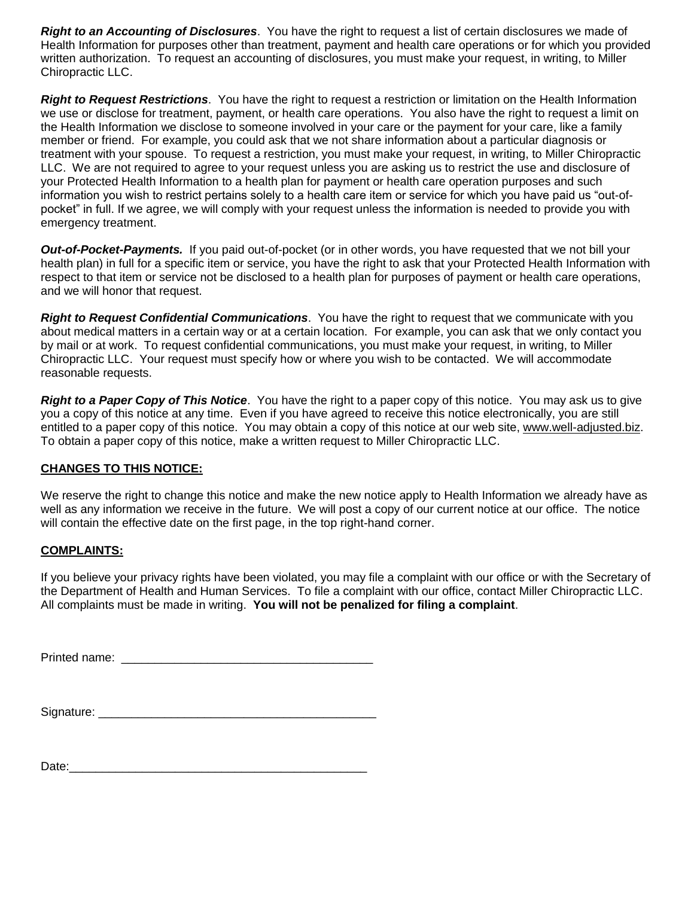***Right to an Accounting of Disclosures***. You have the right to request a list of certain disclosures we made of Health Information for purposes other than treatment, payment and health care operations or for which you provided written authorization. To request an accounting of disclosures, you must make your request, in writing, to Miller Chiropractic LLC.

***Right to Request Restrictions***. You have the right to request a restriction or limitation on the Health Information we use or disclose for treatment, payment, or health care operations. You also have the right to request a limit on the Health Information we disclose to someone involved in your care or the payment for your care, like a family member or friend. For example, you could ask that we not share information about a particular diagnosis or treatment with your spouse. To request a restriction, you must make your request, in writing, to Miller Chiropractic LLC. We are not required to agree to your request unless you are asking us to restrict the use and disclosure of your Protected Health Information to a health plan for payment or health care operation purposes and such information you wish to restrict pertains solely to a health care item or service for which you have paid us "out-of-pocket" in full. If we agree, we will comply with your request unless the information is needed to provide you with emergency treatment.

***Out-of-Pocket-Payments.*** If you paid out-of-pocket (or in other words, you have requested that we not bill your health plan) in full for a specific item or service, you have the right to ask that your Protected Health Information with respect to that item or service not be disclosed to a health plan for purposes of payment or health care operations, and we will honor that request.

***Right to Request Confidential Communications***. You have the right to request that we communicate with you about medical matters in a certain way or at a certain location. For example, you can ask that we only contact you by mail or at work. To request confidential communications, you must make your request, in writing, to Miller Chiropractic LLC. Your request must specify how or where you wish to be contacted. We will accommodate reasonable requests.

***Right to a Paper Copy of This Notice***. You have the right to a paper copy of this notice. You may ask us to give you a copy of this notice at any time. Even if you have agreed to receive this notice electronically, you are still entitled to a paper copy of this notice. You may obtain a copy of this notice at our web site, www.well-adjusted.biz. To obtain a paper copy of this notice, make a written request to Miller Chiropractic LLC.

**CHANGES TO THIS NOTICE:**

We reserve the right to change this notice and make the new notice apply to Health Information we already have as well as any information we receive in the future. We will post a copy of our current notice at our office. The notice will contain the effective date on the first page, in the top right-hand corner.

**COMPLAINTS:**

If you believe your privacy rights have been violated, you may file a complaint with our office or with the Secretary of the Department of Health and Human Services. To file a complaint with our office, contact Miller Chiropractic LLC. All complaints must be made in writing. **You will not be penalized for filing a complaint**.

Printed name: _______________________________________

Signature: ___________________________________________

Date:_______________________________________________